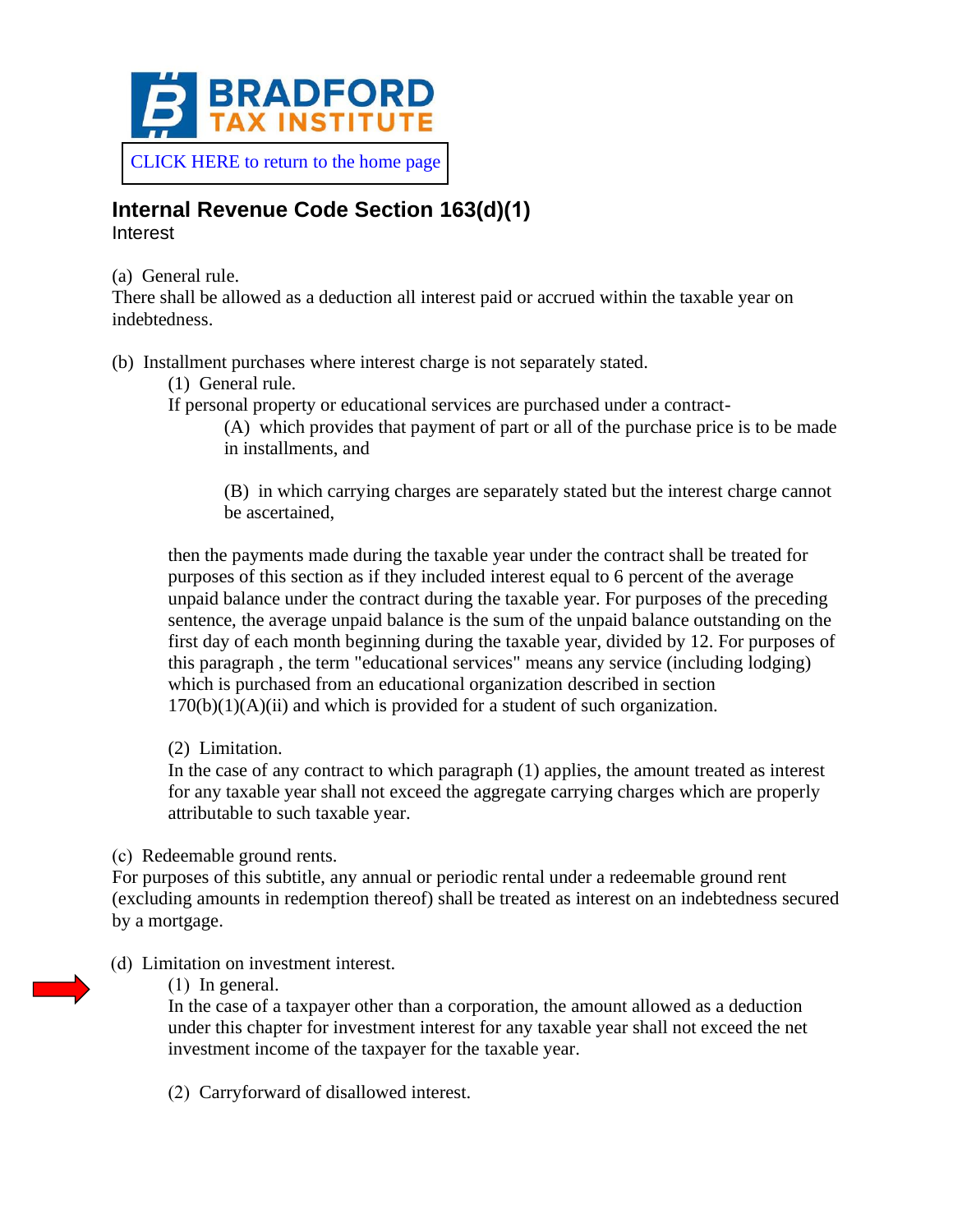BRADFORD TAX INSTITUTE

CLICK HERE to return to the home page

## Internal Revenue Code Section 163(d)(1)

Interest

(a) General rule.
There shall be allowed as a deduction all interest paid or accrued within the taxable year on indebtedness.

(b) Installment purchases where interest charge is not separately stated.

(1) General rule.
If personal property or educational services are purchased under a contract-

(A) which provides that payment of part or all of the purchase price is to be made in installments, and

(B) in which carrying charges are separately stated but the interest charge cannot be ascertained,

then the payments made during the taxable year under the contract shall be treated for purposes of this section as if they included interest equal to 6 percent of the average unpaid balance under the contract during the taxable year. For purposes of the preceding sentence, the average unpaid balance is the sum of the unpaid balance outstanding on the first day of each month beginning during the taxable year, divided by 12. For purposes of this paragraph , the term "educational services" means any service (including lodging) which is purchased from an educational organization described in section 170(b)(1)(A)(ii) and which is provided for a student of such organization.

(2) Limitation.
In the case of any contract to which paragraph (1) applies, the amount treated as interest for any taxable year shall not exceed the aggregate carrying charges which are properly attributable to such taxable year.

(c) Redeemable ground rents.
For purposes of this subtitle, any annual or periodic rental under a redeemable ground rent (excluding amounts in redemption thereof) shall be treated as interest on an indebtedness secured by a mortgage.

(d) Limitation on investment interest.

(1) In general.
In the case of a taxpayer other than a corporation, the amount allowed as a deduction under this chapter for investment interest for any taxable year shall not exceed the net investment income of the taxpayer for the taxable year.

(2) Carryforward of disallowed interest.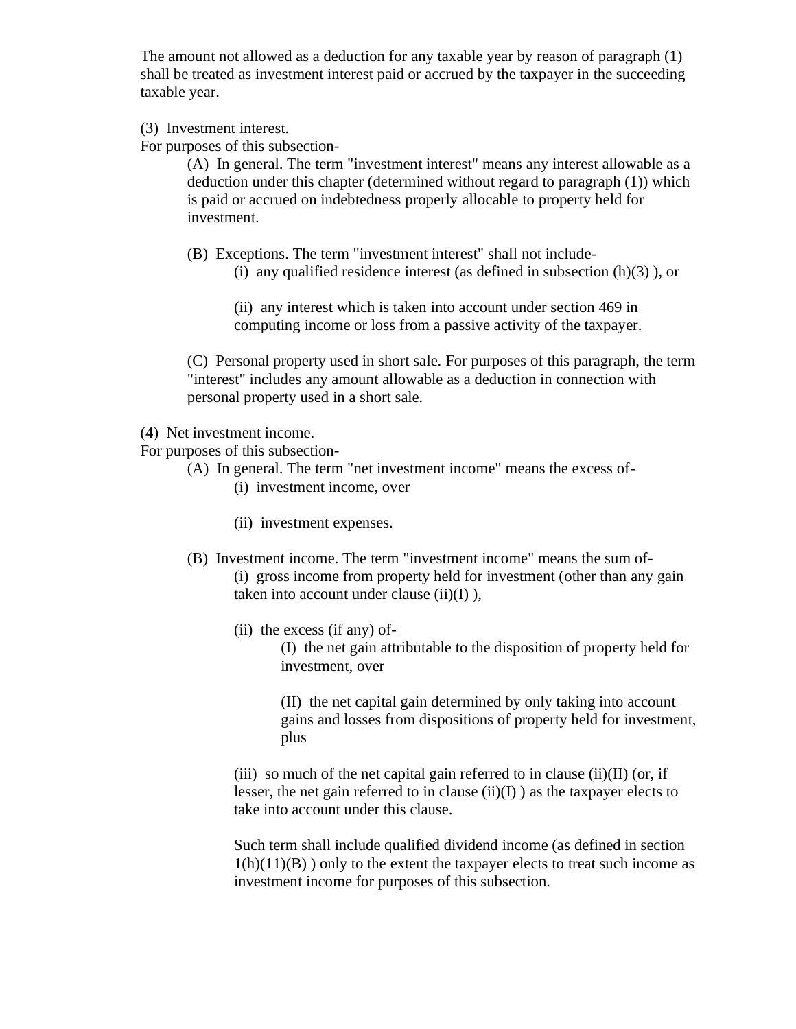The amount not allowed as a deduction for any taxable year by reason of paragraph (1) shall be treated as investment interest paid or accrued by the taxpayer in the succeeding taxable year.

(3) Investment interest.

For purposes of this subsection-

> (A) In general. The term "investment interest" means any interest allowable as a deduction under this chapter (determined without regard to paragraph (1)) which is paid or accrued on indebtedness properly allocable to property held for investment.
>
> (B) Exceptions. The term "investment interest" shall not include-
>
> > (i) any qualified residence interest (as defined in subsection (h)(3) ), or
> >
> > (ii) any interest which is taken into account under section 469 in computing income or loss from a passive activity of the taxpayer.
>
> (C) Personal property used in short sale. For purposes of this paragraph, the term "interest" includes any amount allowable as a deduction in connection with personal property used in a short sale.

(4) Net investment income.

For purposes of this subsection-

> (A) In general. The term "net investment income" means the excess of-
>
> > (i) investment income, over
> >
> > (ii) investment expenses.
>
> (B) Investment income. The term "investment income" means the sum of-
>
> > (i) gross income from property held for investment (other than any gain taken into account under clause (ii)(I) ),
> >
> > (ii) the excess (if any) of-
> >
> > > (I) the net gain attributable to the disposition of property held for investment, over
> > >
> > > (II) the net capital gain determined by only taking into account gains and losses from dispositions of property held for investment, plus
> >
> > (iii) so much of the net capital gain referred to in clause (ii)(II) (or, if lesser, the net gain referred to in clause (ii)(I) ) as the taxpayer elects to take into account under this clause.
> >
> > Such term shall include qualified dividend income (as defined in section 1(h)(11)(B) ) only to the extent the taxpayer elects to treat such income as investment income for purposes of this subsection.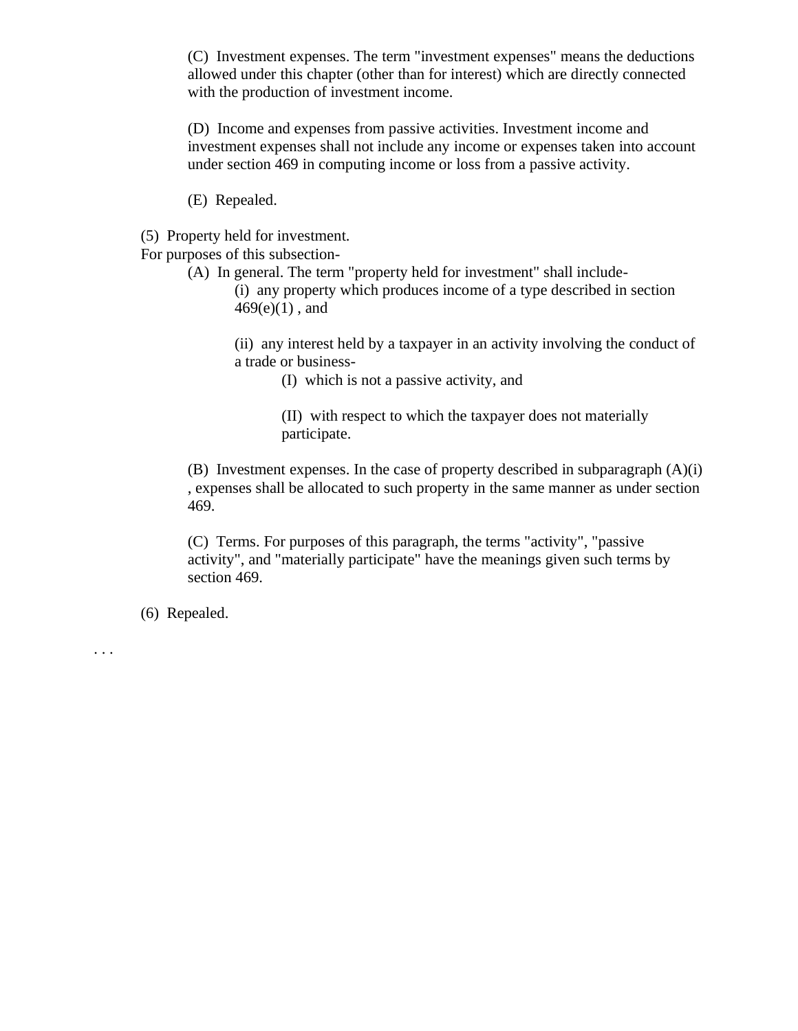(C) Investment expenses. The term "investment expenses" means the deductions allowed under this chapter (other than for interest) which are directly connected with the production of investment income.

(D) Income and expenses from passive activities. Investment income and investment expenses shall not include any income or expenses taken into account under section 469 in computing income or loss from a passive activity.

(E) Repealed.

(5) Property held for investment.
For purposes of this subsection-

(A) In general. The term "property held for investment" shall include-

(i) any property which produces income of a type described in section 469(e)(1) , and

(ii) any interest held by a taxpayer in an activity involving the conduct of a trade or business-

(I) which is not a passive activity, and

(II) with respect to which the taxpayer does not materially participate.

(B) Investment expenses. In the case of property described in subparagraph (A)(i) , expenses shall be allocated to such property in the same manner as under section 469.

(C) Terms. For purposes of this paragraph, the terms "activity", "passive activity", and "materially participate" have the meanings given such terms by section 469.

(6) Repealed.

. . .